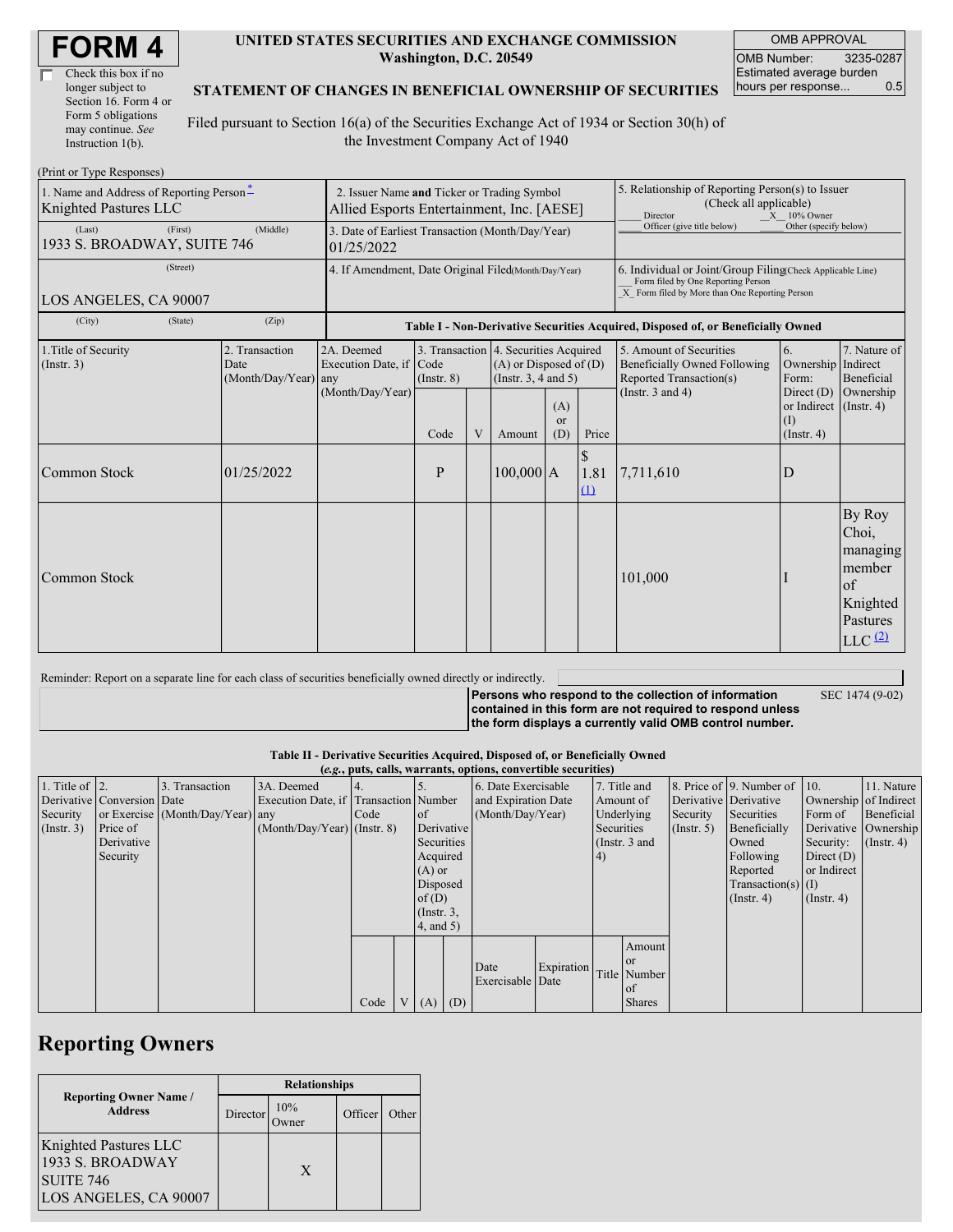# FORM 4

☐ Check this box if no longer subject to Section 16. Form 4 or Form 5 obligations may continue. *See* Instruction 1(b).

**UNITED STATES SECURITIES AND EXCHANGE COMMISSION**
**Washington, D.C. 20549**

**STATEMENT OF CHANGES IN BENEFICIAL OWNERSHIP OF SECURITIES**

Filed pursuant to Section 16(a) of the Securities Exchange Act of 1934 or Section 30(h) of the Investment Company Act of 1940

| OMB APPROVAL | |
|---|---|
| OMB Number: | 3235-0287 |
| Estimated average burden hours per response... | 0.5 |

(Print or Type Responses)

| | | |
|---|---|---|
| 1. Name and Address of Reporting Person * Knighted Pastures LLC | 2. Issuer Name **and** Ticker or Trading Symbol Allied Esports Entertainment, Inc. [AESE] | 5. Relationship of Reporting Person(s) to Issuer (Check all applicable) ___ Director _X_ 10% Owner ___ Officer (give title below) ___ Other (specify below) |
| (Last) (First) (Middle) 1933 S. BROADWAY, SUITE 746 | 3. Date of Earliest Transaction (Month/Day/Year) 01/25/2022 | |
| (Street) LOS ANGELES, CA 90007 | 4. If Amendment, Date Original Filed(Month/Day/Year) | 6. Individual or Joint/Group Filing(Check Applicable Line) ___ Form filed by One Reporting Person _X_ Form filed by More than One Reporting Person |
| (City) (State) (Zip) | | |

**Table I - Non-Derivative Securities Acquired, Disposed of, or Beneficially Owned**

| 1.Title of Security (Instr. 3) | 2. Transaction Date (Month/Day/Year) | 2A. Deemed Execution Date, if any (Month/Day/Year) | 3. Transaction Code (Instr. 8) | | 4. Securities Acquired (A) or Disposed of (D) (Instr. 3, 4 and 5) | | | 5. Amount of Securities Beneficially Owned Following Reported Transaction(s) (Instr. 3 and 4) | 6. Ownership Form: Direct (D) or Indirect (I) (Instr. 4) | 7. Nature of Indirect Beneficial Ownership (Instr. 4) |
|---|---|---|---|---|---|---|---|---|---|---|
| | | | Code | V | Amount | (A) or (D) | Price | | | |
| Common Stock | 01/25/2022 | | P | | 100,000 | A | $ 1.81 (1) | 7,711,610 | D | |
| Common Stock | | | | | | | | 101,000 | I | By Roy Choi, managing member of Knighted Pastures LLC (2) |

Reminder: Report on a separate line for each class of securities beneficially owned directly or indirectly.

**Persons who respond to the collection of information contained in this form are not required to respond unless the form displays a currently valid OMB control number.** SEC 1474 (9-02)

**Table II - Derivative Securities Acquired, Disposed of, or Beneficially Owned**
**(*e.g.*, puts, calls, warrants, options, convertible securities)**

| 1. Title of Derivative Security (Instr. 3) | 2. Conversion or Exercise Price of Derivative Security | 3. Transaction Date (Month/Day/Year) | 3A. Deemed Execution Date, if any (Month/Day/Year) | 4. Transaction Code (Instr. 8) | | 5. Number of Derivative Securities Acquired (A) or Disposed of (D) (Instr. 3, 4, and 5) | | 6. Date Exercisable and Expiration Date (Month/Day/Year) | | 7. Title and Amount of Underlying Securities (Instr. 3 and 4) | | 8. Price of Derivative Security (Instr. 5) | 9. Number of Derivative Securities Beneficially Owned Following Reported Transaction(s) (Instr. 4) | 10. Ownership Form of Derivative Security: Direct (D) or Indirect (I) (Instr. 4) | 11. Nature of Indirect Beneficial Ownership (Instr. 4) |
|---|---|---|---|---|---|---|---|---|---|---|---|---|---|---|---|
| | | | | Code | V | (A) | (D) | Date Exercisable | Expiration Date | Title | Amount or Number of Shares | | | | |

## Reporting Owners

| Reporting Owner Name / Address | Relationships | | | |
|---|---|---|---|---|
| | Director | 10% Owner | Officer | Other |
| Knighted Pastures LLC 1933 S. BROADWAY SUITE 746 LOS ANGELES, CA 90007 | | X | | |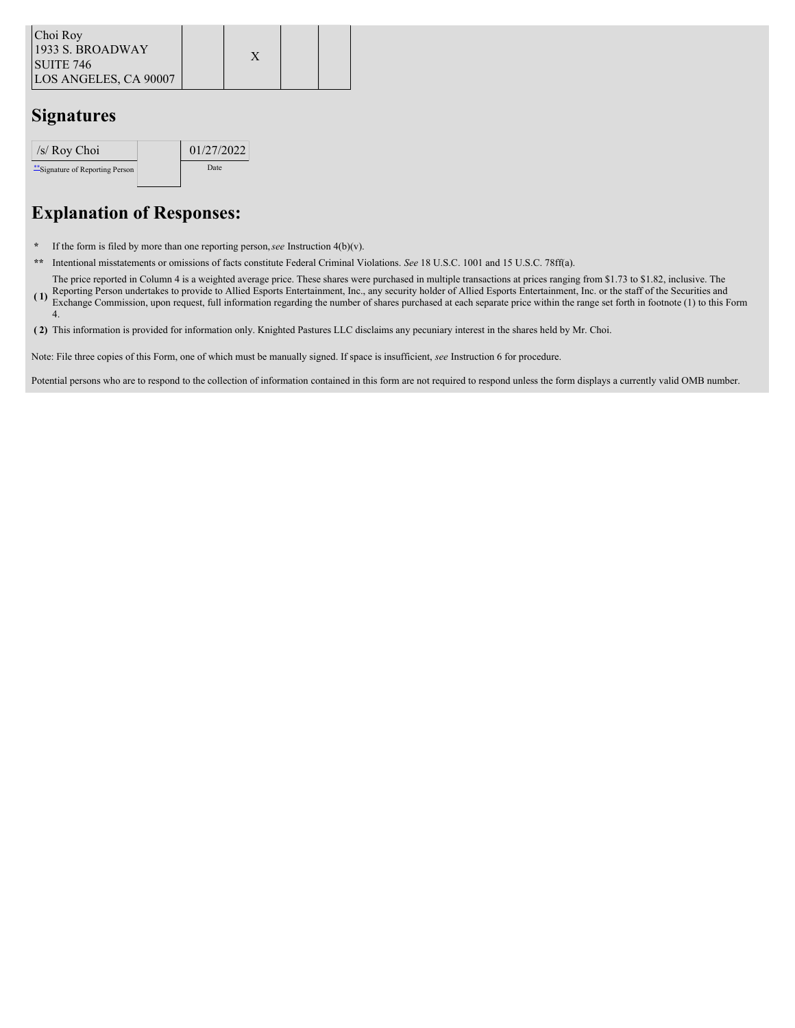| | | | | |
|---|---|---|---|---|
| Choi Roy<br>1933 S. BROADWAY<br>SUITE 746<br>LOS ANGELES, CA 90007 | | X | | |

## Signatures

| | | |
|---|---|---|
| /s/ Roy Choi | | 01/27/2022 |
| **Signature of Reporting Person | | Date |

## Explanation of Responses:

- \* If the form is filed by more than one reporting person, *see* Instruction 4(b)(v).
- \** Intentional misstatements or omissions of facts constitute Federal Criminal Violations. *See* 18 U.S.C. 1001 and 15 U.S.C. 78ff(a).
- **( 1)** The price reported in Column 4 is a weighted average price. These shares were purchased in multiple transactions at prices ranging from $1.73 to $1.82, inclusive. The Reporting Person undertakes to provide to Allied Esports Entertainment, Inc., any security holder of Allied Esports Entertainment, Inc. or the staff of the Securities and Exchange Commission, upon request, full information regarding the number of shares purchased at each separate price within the range set forth in footnote (1) to this Form 4.
- **( 2)** This information is provided for information only. Knighted Pastures LLC disclaims any pecuniary interest in the shares held by Mr. Choi.

Note: File three copies of this Form, one of which must be manually signed. If space is insufficient, *see* Instruction 6 for procedure.

Potential persons who are to respond to the collection of information contained in this form are not required to respond unless the form displays a currently valid OMB number.